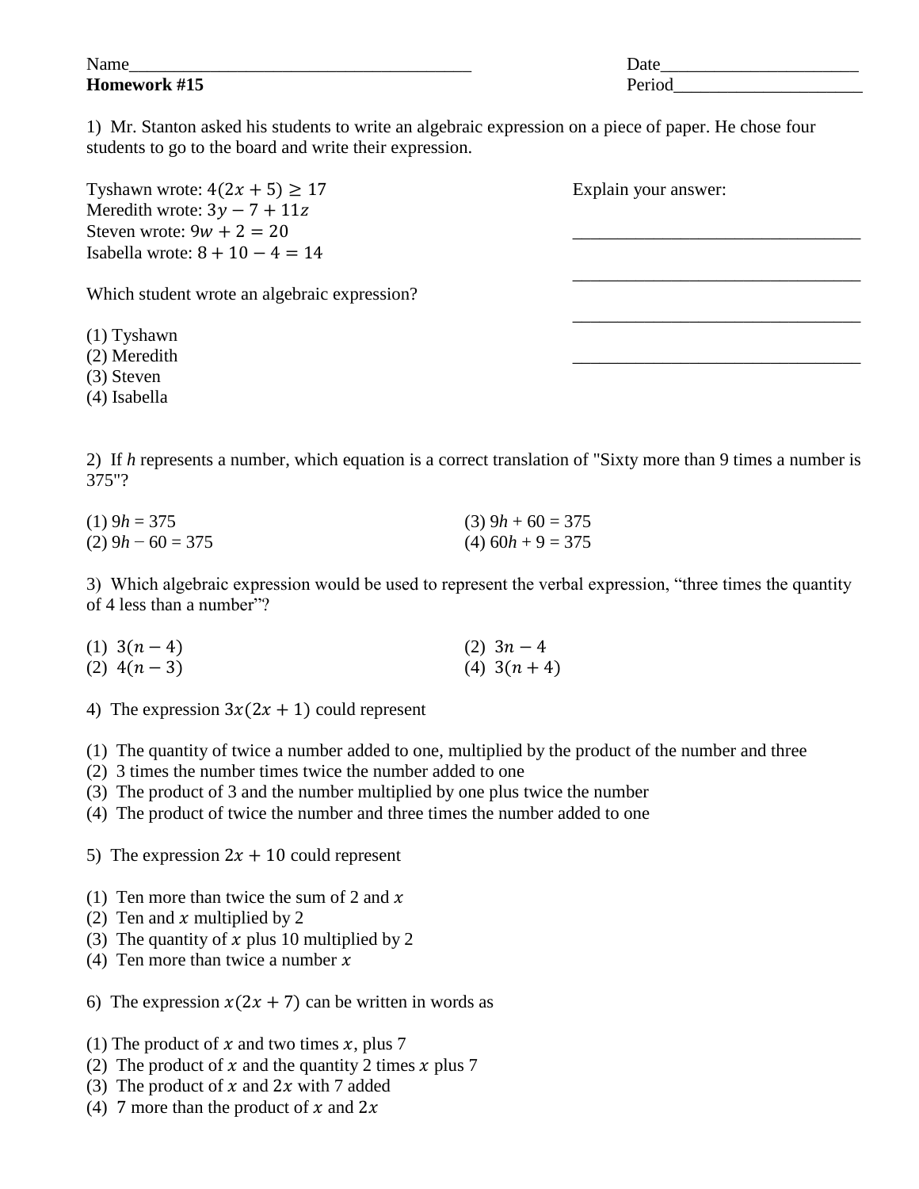Name______________________________________ Date______________________

**Homework #15** Period_____________________

1) Mr. Stanton asked his students to write an algebraic expression on a piece of paper. He chose four students to go to the board and write their expression.

Tyshawn wrote: $4(2x + 5) \geq 17$

Meredith wrote: $3y - 7 + 11z$

Steven wrote: $9w + 2 = 20$

Isabella wrote: $8 + 10 - 4 = 14$

Which student wrote an algebraic expression?

(1) Tyshawn
(2) Meredith
(3) Steven
(4) Isabella

Explain your answer:

________________________________

________________________________

________________________________

________________________________

2) If $h$ represents a number, which equation is a correct translation of "Sixty more than 9 times a number is 375"?

(1) $9h = 375$
(2) $9h - 60 = 375$
(3) $9h + 60 = 375$
(4) $60h + 9 = 375$

3) Which algebraic expression would be used to represent the verbal expression, "three times the quantity of 4 less than a number"?

(1) $3(n - 4)$
(2) $4(n - 3)$
(2) $3n - 4$
(4) $3(n + 4)$

4) The expression $3x(2x + 1)$ could represent

(1) The quantity of twice a number added to one, multiplied by the product of the number and three
(2) 3 times the number times twice the number added to one
(3) The product of 3 and the number multiplied by one plus twice the number
(4) The product of twice the number and three times the number added to one

5) The expression $2x + 10$ could represent

(1) Ten more than twice the sum of 2 and $x$
(2) Ten and $x$ multiplied by 2
(3) The quantity of $x$ plus 10 multiplied by 2
(4) Ten more than twice a number $x$

6) The expression $x(2x + 7)$ can be written in words as

(1) The product of $x$ and two times $x$, plus 7
(2) The product of $x$ and the quantity 2 times $x$ plus 7
(3) The product of $x$ and $2x$ with 7 added
(4) 7 more than the product of $x$ and $2x$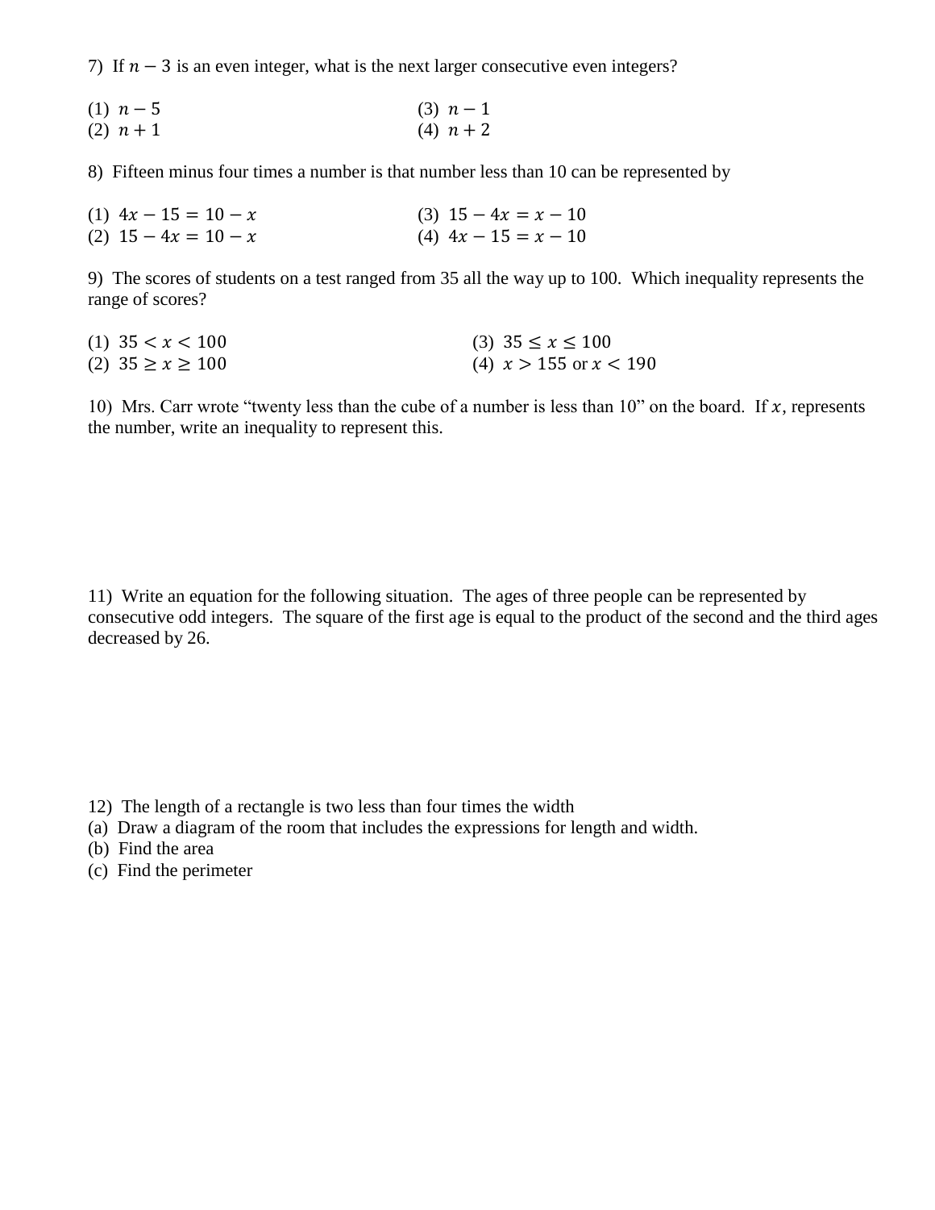7) If $n - 3$ is an even integer, what is the next larger consecutive even integers?

(1) $n - 5$

(2) $n + 1$

(3) $n - 1$

(4) $n + 2$

8) Fifteen minus four times a number is that number less than 10 can be represented by

(1) $4x - 15 = 10 - x$

(2) $15 - 4x = 10 - x$

(3) $15 - 4x = x - 10$

(4) $4x - 15 = x - 10$

9) The scores of students on a test ranged from 35 all the way up to 100. Which inequality represents the range of scores?

(1) $35 < x < 100$

(2) $35 \geq x \geq 100$

(3) $35 \leq x \leq 100$

(4) $x > 155$ or $x < 190$

10) Mrs. Carr wrote "twenty less than the cube of a number is less than 10" on the board. If $x$, represents the number, write an inequality to represent this.

11) Write an equation for the following situation. The ages of three people can be represented by consecutive odd integers. The square of the first age is equal to the product of the second and the third ages decreased by 26.

12) The length of a rectangle is two less than four times the width

(a) Draw a diagram of the room that includes the expressions for length and width.

(b) Find the area

(c) Find the perimeter